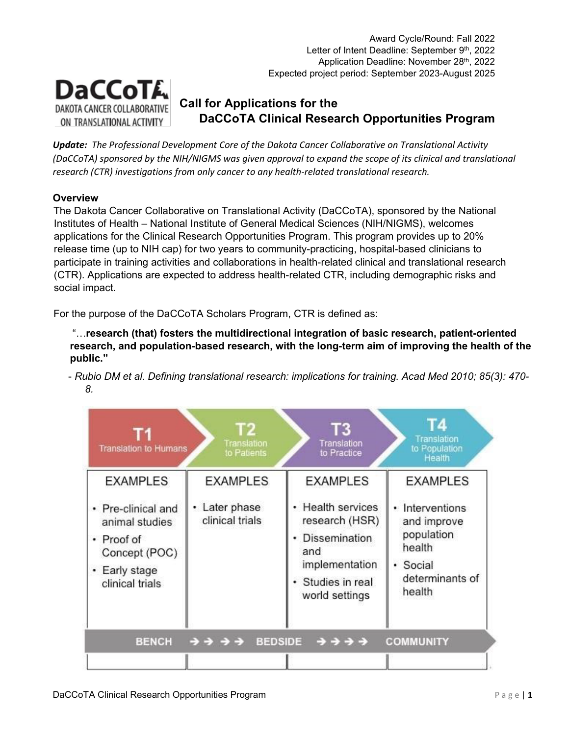Award Cycle/Round: Fall 2022
Letter of Intent Deadline: September 9th, 2022
Application Deadline: November 28th, 2022
Expected project period: September 2023-August 2025

DaCCoTA
DAKOTA CANCER COLLABORATIVE ON TRANSLATIONAL ACTIVITY

# Call for Applications for the DaCCoTA Clinical Research Opportunities Program

***Update:*** *The Professional Development Core of the Dakota Cancer Collaborative on Translational Activity (DaCCoTA) sponsored by the NIH/NIGMS was given approval to expand the scope of its clinical and translational research (CTR) investigations from only cancer to any health-related translational research.*

## Overview

The Dakota Cancer Collaborative on Translational Activity (DaCCoTA), sponsored by the National Institutes of Health – National Institute of General Medical Sciences (NIH/NIGMS), welcomes applications for the Clinical Research Opportunities Program. This program provides up to 20% release time (up to NIH cap) for two years to community-practicing, hospital-based clinicians to participate in training activities and collaborations in health-related clinical and translational research (CTR). Applications are expected to address health-related CTR, including demographic risks and social impact.

For the purpose of the DaCCoTA Scholars Program, CTR is defined as:

> "…**research (that) fosters the multidirectional integration of basic research, patient-oriented research, and population-based research, with the long-term aim of improving the health of the public."**

*- Rubio DM et al. Defining translational research: implications for training. Acad Med 2010; 85(3): 470-8.*

| T1 Translation to Humans | T2 Translation to Patients | T3 Translation to Practice | T4 Translation to Population Health |
|---|---|---|---|
| EXAMPLES | EXAMPLES | EXAMPLES | EXAMPLES |
| • Pre-clinical and animal studies<br>• Proof of Concept (POC)<br>• Early stage clinical trials | • Later phase clinical trials | • Health services research (HSR)<br>• Dissemination and implementation<br>• Studies in real world settings | • Interventions and improve population health<br>• Social determinants of health |

BENCH → → → → BEDSIDE → → → → COMMUNITY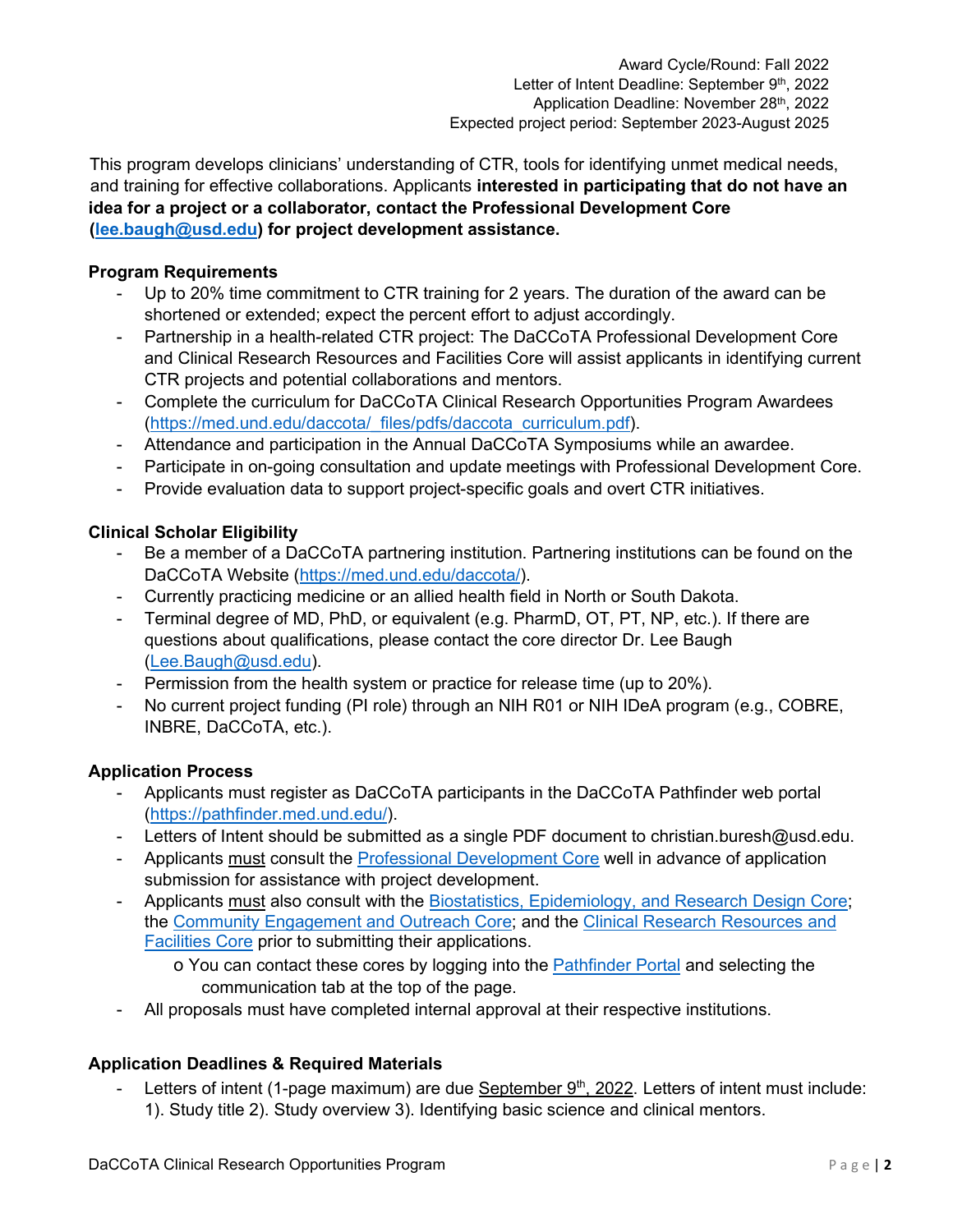Award Cycle/Round: Fall 2022
Letter of Intent Deadline: September 9th, 2022
Application Deadline: November 28th, 2022
Expected project period: September 2023-August 2025

This program develops clinicians' understanding of CTR, tools for identifying unmet medical needs, and training for effective collaborations. Applicants **interested in participating that do not have an idea for a project or a collaborator, contact the Professional Development Core ([lee.baugh@usd.edu](mailto:lee.baugh@usd.edu)) for project development assistance.**

### Program Requirements

- Up to 20% time commitment to CTR training for 2 years. The duration of the award can be shortened or extended; expect the percent effort to adjust accordingly.
- Partnership in a health-related CTR project: The DaCCoTA Professional Development Core and Clinical Research Resources and Facilities Core will assist applicants in identifying current CTR projects and potential collaborations and mentors.
- Complete the curriculum for DaCCoTA Clinical Research Opportunities Program Awardees (https://med.und.edu/daccota/_files/pdfs/daccota_curriculum.pdf).
- Attendance and participation in the Annual DaCCoTA Symposiums while an awardee.
- Participate in on-going consultation and update meetings with Professional Development Core.
- Provide evaluation data to support project-specific goals and overt CTR initiatives.

### Clinical Scholar Eligibility

- Be a member of a DaCCoTA partnering institution. Partnering institutions can be found on the DaCCoTA Website (https://med.und.edu/daccota/).
- Currently practicing medicine or an allied health field in North or South Dakota.
- Terminal degree of MD, PhD, or equivalent (e.g. PharmD, OT, PT, NP, etc.). If there are questions about qualifications, please contact the core director Dr. Lee Baugh (Lee.Baugh@usd.edu).
- Permission from the health system or practice for release time (up to 20%).
- No current project funding (PI role) through an NIH R01 or NIH IDeA program (e.g., COBRE, INBRE, DaCCoTA, etc.).

### Application Process

- Applicants must register as DaCCoTA participants in the DaCCoTA Pathfinder web portal (https://pathfinder.med.und.edu/).
- Letters of Intent should be submitted as a single PDF document to christian.buresh@usd.edu.
- Applicants <u>must</u> consult the Professional Development Core well in advance of application submission for assistance with project development.
- Applicants <u>must</u> also consult with the Biostatistics, Epidemiology, and Research Design Core; the Community Engagement and Outreach Core; and the Clinical Research Resources and Facilities Core prior to submitting their applications.
  - You can contact these cores by logging into the Pathfinder Portal and selecting the communication tab at the top of the page.
- All proposals must have completed internal approval at their respective institutions.

### Application Deadlines & Required Materials

- Letters of intent (1-page maximum) are due <u>September 9th, 2022</u>. Letters of intent must include: 1). Study title 2). Study overview 3). Identifying basic science and clinical mentors.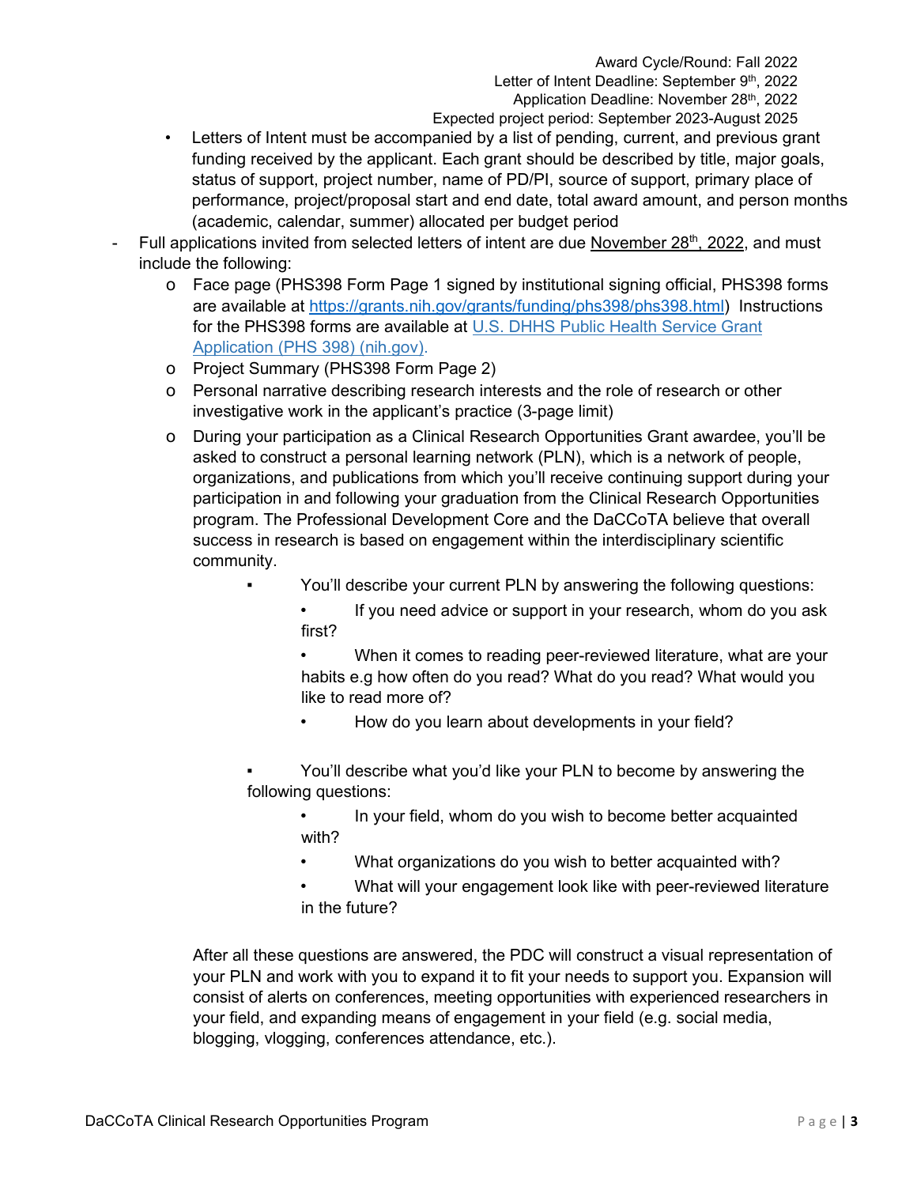Award Cycle/Round: Fall 2022
Letter of Intent Deadline: September 9th, 2022
Application Deadline: November 28th, 2022
Expected project period: September 2023-August 2025

- Letters of Intent must be accompanied by a list of pending, current, and previous grant funding received by the applicant. Each grant should be described by title, major goals, status of support, project number, name of PD/PI, source of support, primary place of performance, project/proposal start and end date, total award amount, and person months (academic, calendar, summer) allocated per budget period

- Full applications invited from selected letters of intent are due <u>November 28th, 2022</u>, and must include the following:
  - Face page (PHS398 Form Page 1 signed by institutional signing official, PHS398 forms are available at [https://grants.nih.gov/grants/funding/phs398/phs398.html](https://grants.nih.gov/grants/funding/phs398/phs398.html)) Instructions for the PHS398 forms are available at [U.S. DHHS Public Health Service Grant Application (PHS 398) (nih.gov)](https://grants.nih.gov).
  - Project Summary (PHS398 Form Page 2)
  - Personal narrative describing research interests and the role of research or other investigative work in the applicant's practice (3-page limit)
  - During your participation as a Clinical Research Opportunities Grant awardee, you'll be asked to construct a personal learning network (PLN), which is a network of people, organizations, and publications from which you'll receive continuing support during your participation in and following your graduation from the Clinical Research Opportunities program. The Professional Development Core and the DaCCoTA believe that overall success in research is based on engagement within the interdisciplinary scientific community.
    - You'll describe your current PLN by answering the following questions:
      - If you need advice or support in your research, whom do you ask first?
      - When it comes to reading peer-reviewed literature, what are your habits e.g how often do you read? What do you read? What would you like to read more of?
      - How do you learn about developments in your field?
    - You'll describe what you'd like your PLN to become by answering the following questions:
      - In your field, whom do you wish to become better acquainted with?
      - What organizations do you wish to better acquainted with?
      - What will your engagement look like with peer-reviewed literature in the future?

  After all these questions are answered, the PDC will construct a visual representation of your PLN and work with you to expand it to fit your needs to support you. Expansion will consist of alerts on conferences, meeting opportunities with experienced researchers in your field, and expanding means of engagement in your field (e.g. social media, blogging, vlogging, conferences attendance, etc.).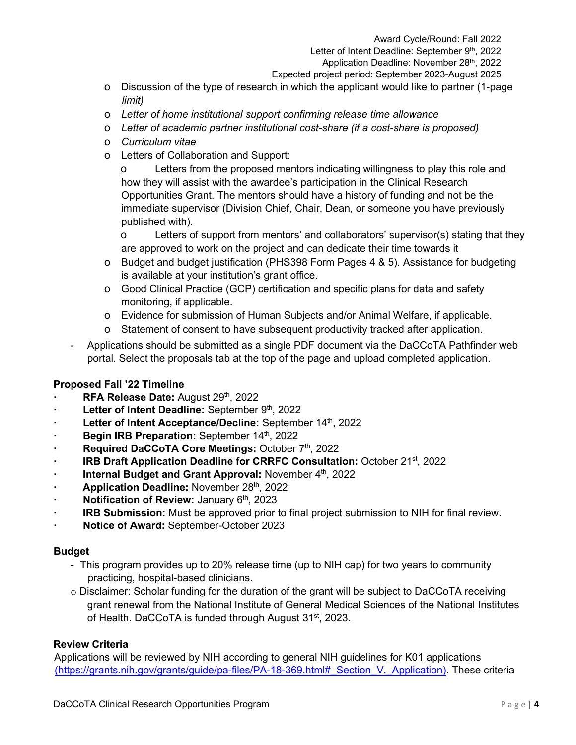Award Cycle/Round: Fall 2022
Letter of Intent Deadline: September 9th, 2022
Application Deadline: November 28th, 2022
Expected project period: September 2023-August 2025

- Discussion of the type of research in which the applicant would like to partner (1-page *limit)*
- *Letter of home institutional support confirming release time allowance*
- *Letter of academic partner institutional cost-share (if a cost-share is proposed)*
- *Curriculum vitae*
- Letters of Collaboration and Support:
  - Letters from the proposed mentors indicating willingness to play this role and how they will assist with the awardee's participation in the Clinical Research Opportunities Grant. The mentors should have a history of funding and not be the immediate supervisor (Division Chief, Chair, Dean, or someone you have previously published with).
  - Letters of support from mentors' and collaborators' supervisor(s) stating that they are approved to work on the project and can dedicate their time towards it
- Budget and budget justification (PHS398 Form Pages 4 & 5). Assistance for budgeting is available at your institution's grant office.
- Good Clinical Practice (GCP) certification and specific plans for data and safety monitoring, if applicable.
- Evidence for submission of Human Subjects and/or Animal Welfare, if applicable.
- Statement of consent to have subsequent productivity tracked after application.

- Applications should be submitted as a single PDF document via the DaCCoTA Pathfinder web portal. Select the proposals tab at the top of the page and upload completed application.

## Proposed Fall '22 Timeline

- **RFA Release Date:** August 29th, 2022
- **Letter of Intent Deadline:** September 9th, 2022
- **Letter of Intent Acceptance/Decline:** September 14th, 2022
- **Begin IRB Preparation:** September 14th, 2022
- **Required DaCCoTA Core Meetings:** October 7th, 2022
- **IRB Draft Application Deadline for CRRFC Consultation:** October 21st, 2022
- **Internal Budget and Grant Approval:** November 4th, 2022
- **Application Deadline:** November 28th, 2022
- **Notification of Review:** January 6th, 2023
- **IRB Submission:** Must be approved prior to final project submission to NIH for final review.
- **Notice of Award:** September-October 2023

## Budget

- This program provides up to 20% release time (up to NIH cap) for two years to community practicing, hospital-based clinicians.
  - Disclaimer: Scholar funding for the duration of the grant will be subject to DaCCoTA receiving grant renewal from the National Institute of General Medical Sciences of the National Institutes of Health. DaCCoTA is funded through August 31st, 2023.

## Review Criteria

Applications will be reviewed by NIH according to general NIH guidelines for K01 applications (https://grants.nih.gov/grants/guide/pa-files/PA-18-369.html#_Section_V._Application). These criteria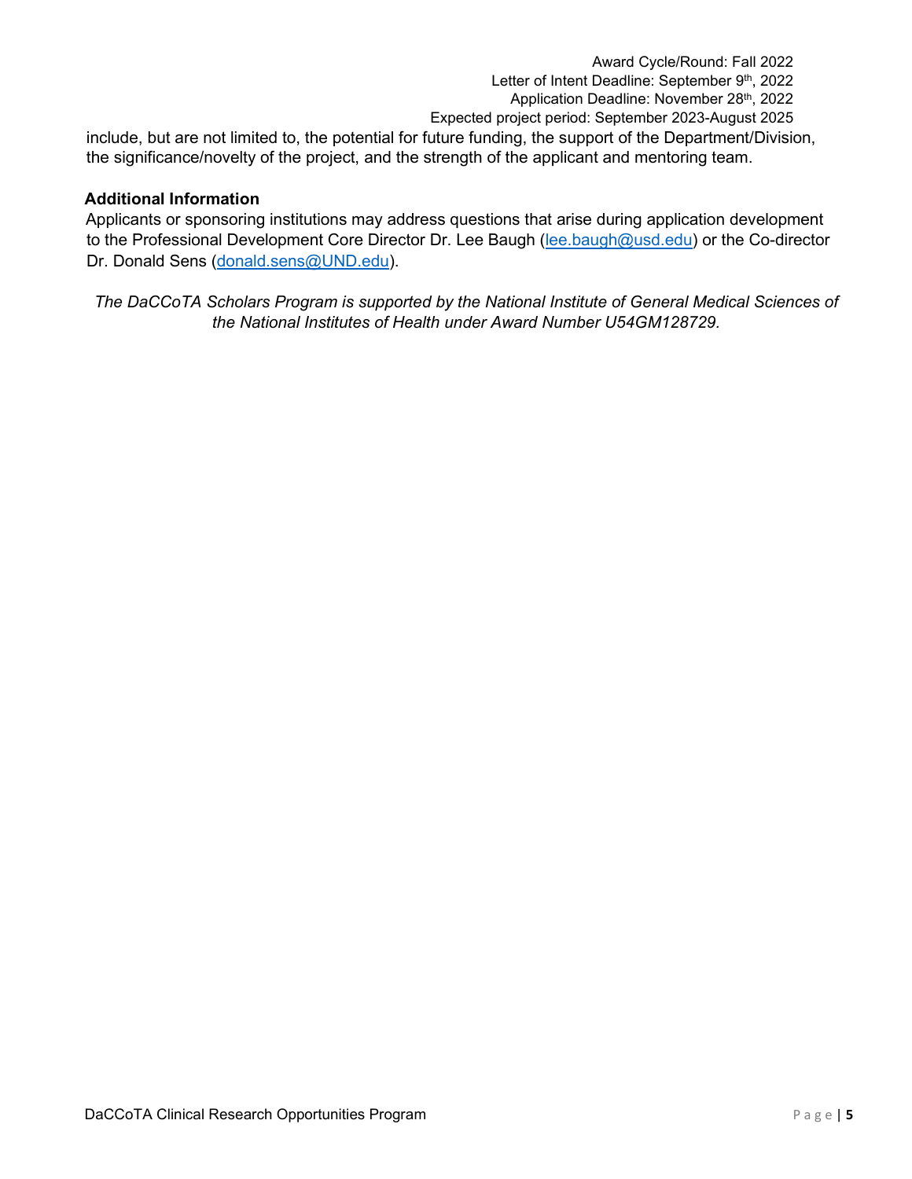include, but are not limited to, the potential for future funding, the support of the Department/Division, the significance/novelty of the project, and the strength of the applicant and mentoring team.

**Additional Information**

Applicants or sponsoring institutions may address questions that arise during application development to the Professional Development Core Director Dr. Lee Baugh (lee.baugh@usd.edu) or the Co-director Dr. Donald Sens (donald.sens@UND.edu).

*The DaCCoTA Scholars Program is supported by the National Institute of General Medical Sciences of the National Institutes of Health under Award Number U54GM128729.*